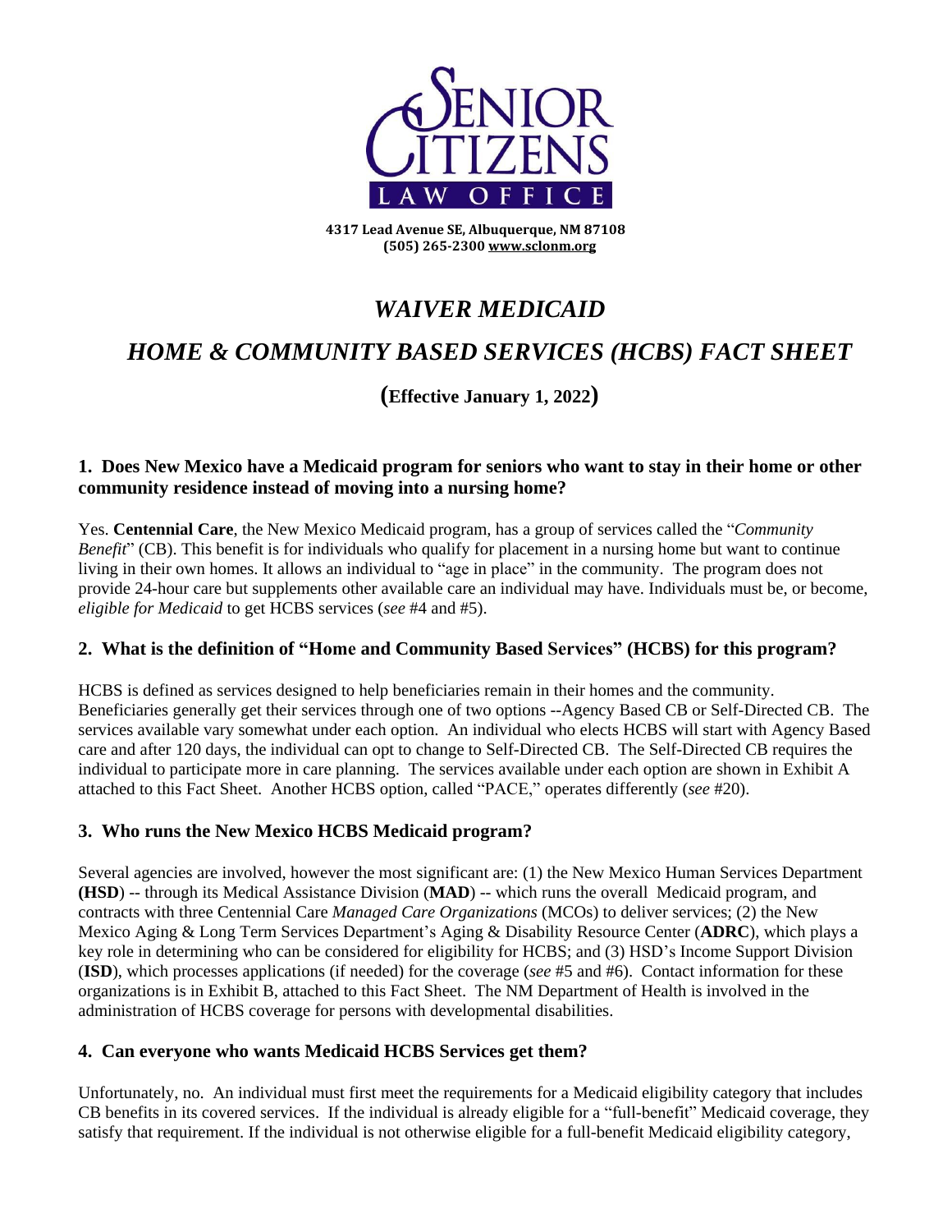**SENIOR CITIZENS LAW OFFICE**

**4317 Lead Avenue SE, Albuquerque, NM 87108**
**(505) 265-2300 www.sclonm.org**

# *WAIVER MEDICAID*

# *HOME & COMMUNITY BASED SERVICES (HCBS) FACT SHEET*

### **(Effective January 1, 2022)**

### 1. Does New Mexico have a Medicaid program for seniors who want to stay in their home or other community residence instead of moving into a nursing home?

Yes. **Centennial Care**, the New Mexico Medicaid program, has a group of services called the "*Community Benefit*" (CB). This benefit is for individuals who qualify for placement in a nursing home but want to continue living in their own homes. It allows an individual to "age in place" in the community. The program does not provide 24-hour care but supplements other available care an individual may have. Individuals must be, or become, *eligible for Medicaid* to get HCBS services (*see* #4 and #5).

### 2. What is the definition of "Home and Community Based Services" (HCBS) for this program?

HCBS is defined as services designed to help beneficiaries remain in their homes and the community. Beneficiaries generally get their services through one of two options --Agency Based CB or Self-Directed CB. The services available vary somewhat under each option. An individual who elects HCBS will start with Agency Based care and after 120 days, the individual can opt to change to Self-Directed CB. The Self-Directed CB requires the individual to participate more in care planning. The services available under each option are shown in Exhibit A attached to this Fact Sheet. Another HCBS option, called "PACE," operates differently (*see* #20).

### 3. Who runs the New Mexico HCBS Medicaid program?

Several agencies are involved, however the most significant are: (1) the New Mexico Human Services Department **(HSD**) -- through its Medical Assistance Division (**MAD**) -- which runs the overall Medicaid program, and contracts with three Centennial Care *Managed Care Organizations* (MCOs) to deliver services; (2) the New Mexico Aging & Long Term Services Department's Aging & Disability Resource Center (**ADRC**), which plays a key role in determining who can be considered for eligibility for HCBS; and (3) HSD's Income Support Division (**ISD**), which processes applications (if needed) for the coverage (*see* #5 and #6). Contact information for these organizations is in Exhibit B, attached to this Fact Sheet. The NM Department of Health is involved in the administration of HCBS coverage for persons with developmental disabilities.

### 4. Can everyone who wants Medicaid HCBS Services get them?

Unfortunately, no. An individual must first meet the requirements for a Medicaid eligibility category that includes CB benefits in its covered services. If the individual is already eligible for a "full-benefit" Medicaid coverage, they satisfy that requirement. If the individual is not otherwise eligible for a full-benefit Medicaid eligibility category,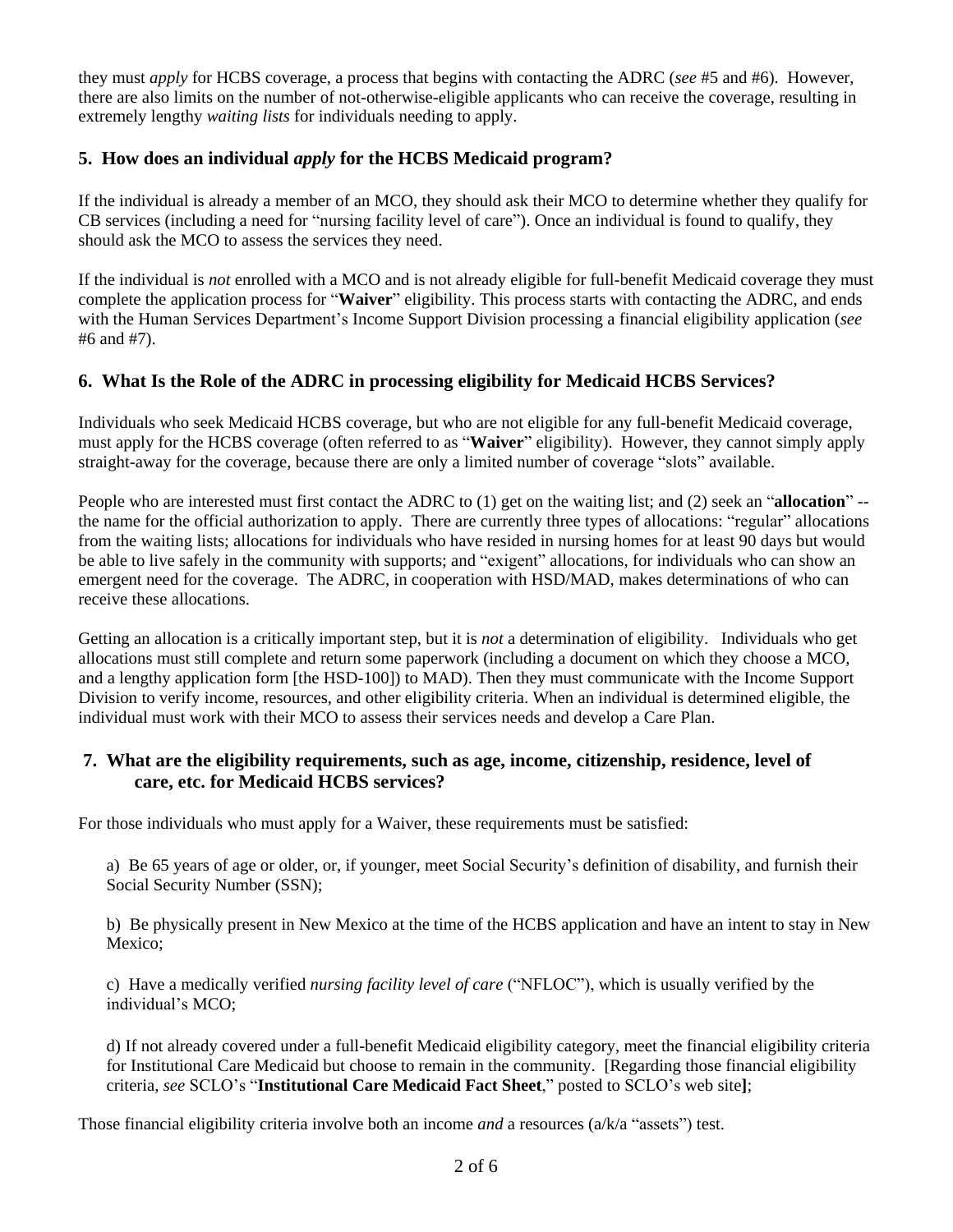they must *apply* for HCBS coverage, a process that begins with contacting the ADRC (*see* #5 and #6). However, there are also limits on the number of not-otherwise-eligible applicants who can receive the coverage, resulting in extremely lengthy *waiting lists* for individuals needing to apply.

## 5. How does an individual *apply* for the HCBS Medicaid program?

If the individual is already a member of an MCO, they should ask their MCO to determine whether they qualify for CB services (including a need for "nursing facility level of care"). Once an individual is found to qualify, they should ask the MCO to assess the services they need.

If the individual is *not* enrolled with a MCO and is not already eligible for full-benefit Medicaid coverage they must complete the application process for "**Waiver**" eligibility. This process starts with contacting the ADRC, and ends with the Human Services Department's Income Support Division processing a financial eligibility application (*see* #6 and #7).

## 6. What Is the Role of the ADRC in processing eligibility for Medicaid HCBS Services?

Individuals who seek Medicaid HCBS coverage, but who are not eligible for any full-benefit Medicaid coverage, must apply for the HCBS coverage (often referred to as "**Waiver**" eligibility). However, they cannot simply apply straight-away for the coverage, because there are only a limited number of coverage "slots" available.

People who are interested must first contact the ADRC to (1) get on the waiting list; and (2) seek an "**allocation**" -- the name for the official authorization to apply. There are currently three types of allocations: "regular" allocations from the waiting lists; allocations for individuals who have resided in nursing homes for at least 90 days but would be able to live safely in the community with supports; and "exigent" allocations, for individuals who can show an emergent need for the coverage. The ADRC, in cooperation with HSD/MAD, makes determinations of who can receive these allocations.

Getting an allocation is a critically important step, but it is *not* a determination of eligibility. Individuals who get allocations must still complete and return some paperwork (including a document on which they choose a MCO, and a lengthy application form [the HSD-100]) to MAD). Then they must communicate with the Income Support Division to verify income, resources, and other eligibility criteria. When an individual is determined eligible, the individual must work with their MCO to assess their services needs and develop a Care Plan.

## 7. What are the eligibility requirements, such as age, income, citizenship, residence, level of care, etc. for Medicaid HCBS services?

For those individuals who must apply for a Waiver, these requirements must be satisfied:

a) Be 65 years of age or older, or, if younger, meet Social Security's definition of disability, and furnish their Social Security Number (SSN);

b) Be physically present in New Mexico at the time of the HCBS application and have an intent to stay in New Mexico;

c) Have a medically verified *nursing facility level of care* ("NFLOC"), which is usually verified by the individual's MCO;

d) If not already covered under a full-benefit Medicaid eligibility category, meet the financial eligibility criteria for Institutional Care Medicaid but choose to remain in the community. [Regarding those financial eligibility criteria, *see* SCLO's "**Institutional Care Medicaid Fact Sheet**," posted to SCLO's web site**]**;

Those financial eligibility criteria involve both an income *and* a resources (a/k/a "assets") test.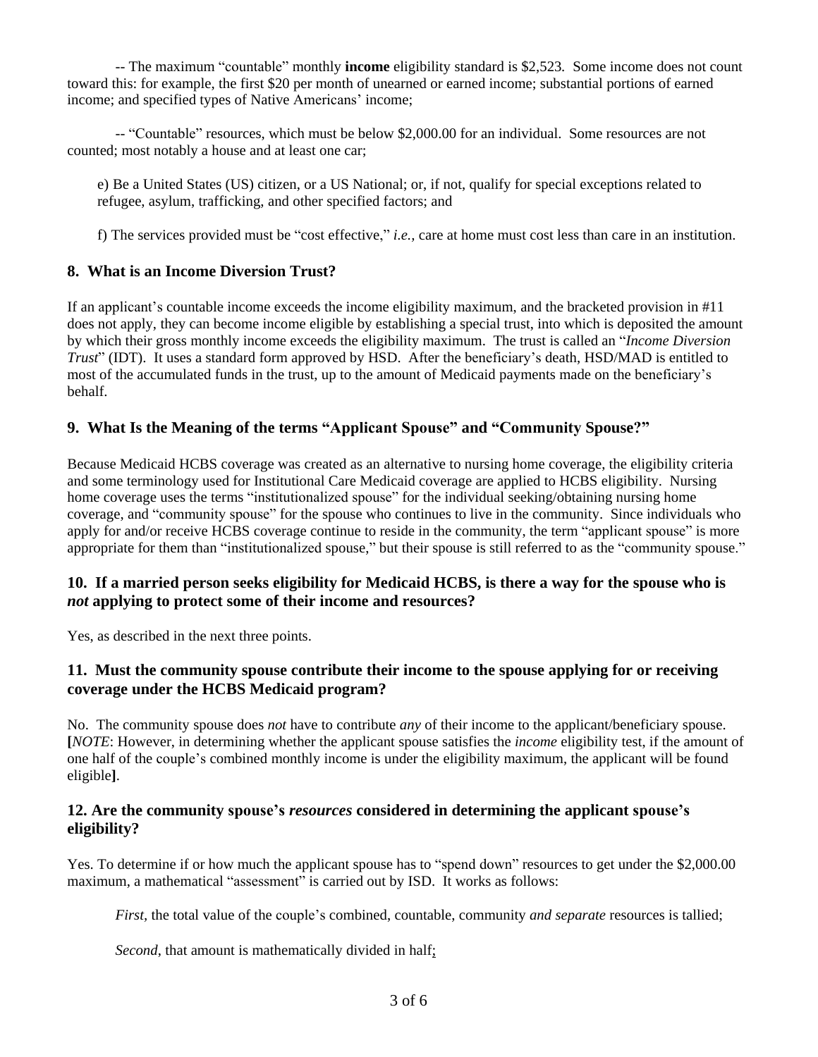-- The maximum "countable" monthly **income** eligibility standard is $2,523. Some income does not count toward this: for example, the first $20 per month of unearned or earned income; substantial portions of earned income; and specified types of Native Americans' income;

-- "Countable" resources, which must be below $2,000.00 for an individual. Some resources are not counted; most notably a house and at least one car;

e) Be a United States (US) citizen, or a US National; or, if not, qualify for special exceptions related to refugee, asylum, trafficking, and other specified factors; and

f) The services provided must be "cost effective," *i.e.,* care at home must cost less than care in an institution.

## 8. What is an Income Diversion Trust?

If an applicant's countable income exceeds the income eligibility maximum, and the bracketed provision in #11 does not apply, they can become income eligible by establishing a special trust, into which is deposited the amount by which their gross monthly income exceeds the eligibility maximum. The trust is called an "*Income Diversion Trust*" (IDT). It uses a standard form approved by HSD. After the beneficiary's death, HSD/MAD is entitled to most of the accumulated funds in the trust, up to the amount of Medicaid payments made on the beneficiary's behalf.

## 9. What Is the Meaning of the terms "Applicant Spouse" and "Community Spouse?"

Because Medicaid HCBS coverage was created as an alternative to nursing home coverage, the eligibility criteria and some terminology used for Institutional Care Medicaid coverage are applied to HCBS eligibility. Nursing home coverage uses the terms "institutionalized spouse" for the individual seeking/obtaining nursing home coverage, and "community spouse" for the spouse who continues to live in the community. Since individuals who apply for and/or receive HCBS coverage continue to reside in the community, the term "applicant spouse" is more appropriate for them than "institutionalized spouse," but their spouse is still referred to as the "community spouse."

## 10. If a married person seeks eligibility for Medicaid HCBS, is there a way for the spouse who is *not* applying to protect some of their income and resources?

Yes, as described in the next three points.

## 11. Must the community spouse contribute their income to the spouse applying for or receiving coverage under the HCBS Medicaid program?

No. The community spouse does *not* have to contribute *any* of their income to the applicant/beneficiary spouse. **[***NOTE*: However, in determining whether the applicant spouse satisfies the *income* eligibility test, if the amount of one half of the couple's combined monthly income is under the eligibility maximum, the applicant will be found eligible**]**.

## 12. Are the community spouse's *resources* considered in determining the applicant spouse's eligibility?

Yes. To determine if or how much the applicant spouse has to "spend down" resources to get under the $2,000.00 maximum, a mathematical "assessment" is carried out by ISD. It works as follows:

*First*, the total value of the couple's combined, countable, community *and separate* resources is tallied;

*Second*, that amount is mathematically divided in half;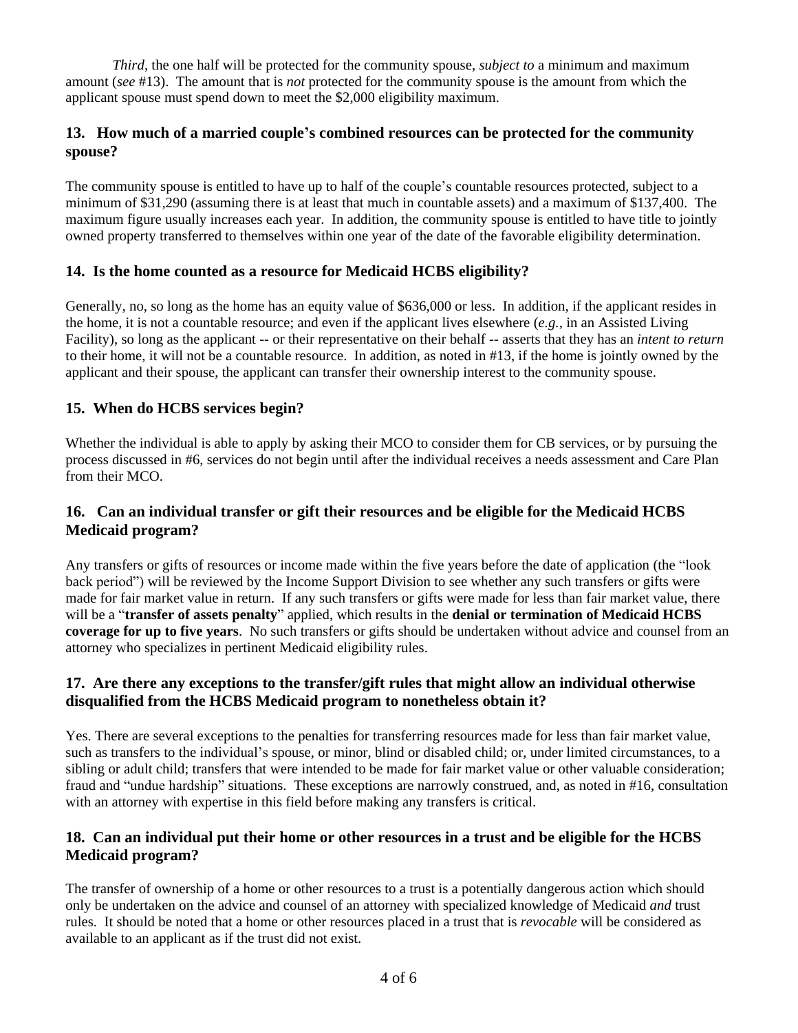*Third*, the one half will be protected for the community spouse, *subject to* a minimum and maximum amount (*see* #13). The amount that is *not* protected for the community spouse is the amount from which the applicant spouse must spend down to meet the $2,000 eligibility maximum.

### 13. How much of a married couple's combined resources can be protected for the community spouse?

The community spouse is entitled to have up to half of the couple's countable resources protected, subject to a minimum of $31,290 (assuming there is at least that much in countable assets) and a maximum of $137,400. The maximum figure usually increases each year. In addition, the community spouse is entitled to have title to jointly owned property transferred to themselves within one year of the date of the favorable eligibility determination.

### 14. Is the home counted as a resource for Medicaid HCBS eligibility?

Generally, no, so long as the home has an equity value of $636,000 or less. In addition, if the applicant resides in the home, it is not a countable resource; and even if the applicant lives elsewhere (*e.g.*, in an Assisted Living Facility), so long as the applicant -- or their representative on their behalf -- asserts that they has an *intent to return* to their home, it will not be a countable resource. In addition, as noted in #13, if the home is jointly owned by the applicant and their spouse, the applicant can transfer their ownership interest to the community spouse.

### 15. When do HCBS services begin?

Whether the individual is able to apply by asking their MCO to consider them for CB services, or by pursuing the process discussed in #6, services do not begin until after the individual receives a needs assessment and Care Plan from their MCO.

### 16. Can an individual transfer or gift their resources and be eligible for the Medicaid HCBS Medicaid program?

Any transfers or gifts of resources or income made within the five years before the date of application (the "look back period") will be reviewed by the Income Support Division to see whether any such transfers or gifts were made for fair market value in return. If any such transfers or gifts were made for less than fair market value, there will be a "**transfer of assets penalty**" applied, which results in the **denial or termination of Medicaid HCBS coverage for up to five years**. No such transfers or gifts should be undertaken without advice and counsel from an attorney who specializes in pertinent Medicaid eligibility rules.

### 17. Are there any exceptions to the transfer/gift rules that might allow an individual otherwise disqualified from the HCBS Medicaid program to nonetheless obtain it?

Yes. There are several exceptions to the penalties for transferring resources made for less than fair market value, such as transfers to the individual's spouse, or minor, blind or disabled child; or, under limited circumstances, to a sibling or adult child; transfers that were intended to be made for fair market value or other valuable consideration; fraud and "undue hardship" situations. These exceptions are narrowly construed, and, as noted in #16, consultation with an attorney with expertise in this field before making any transfers is critical.

### 18. Can an individual put their home or other resources in a trust and be eligible for the HCBS Medicaid program?

The transfer of ownership of a home or other resources to a trust is a potentially dangerous action which should only be undertaken on the advice and counsel of an attorney with specialized knowledge of Medicaid *and* trust rules. It should be noted that a home or other resources placed in a trust that is *revocable* will be considered as available to an applicant as if the trust did not exist.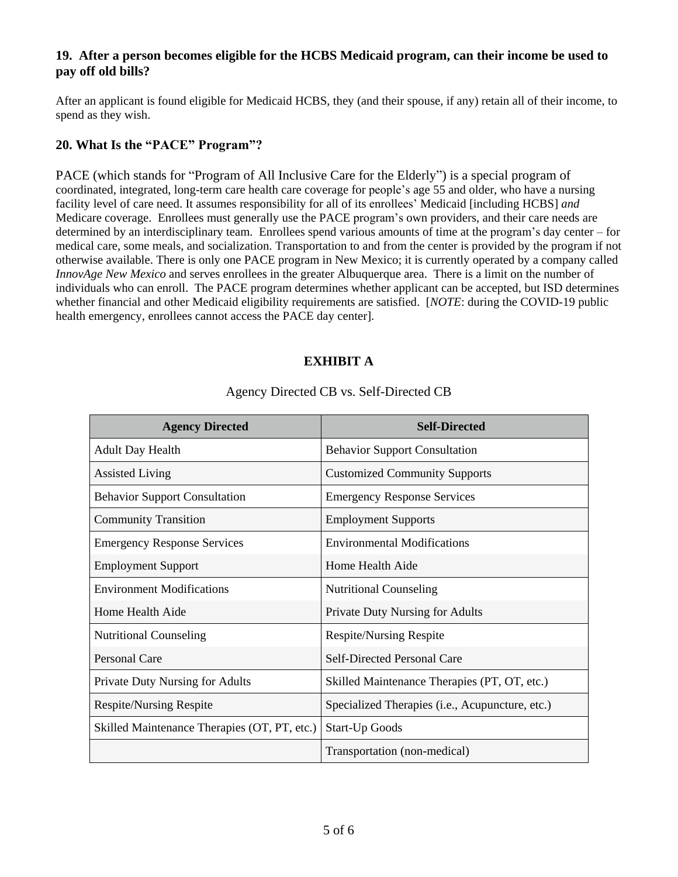### 19. After a person becomes eligible for the HCBS Medicaid program, can their income be used to pay off old bills?

After an applicant is found eligible for Medicaid HCBS, they (and their spouse, if any) retain all of their income, to spend as they wish.

### 20. What Is the "PACE" Program"?

PACE (which stands for "Program of All Inclusive Care for the Elderly") is a special program of coordinated, integrated, long-term care health care coverage for people's age 55 and older, who have a nursing facility level of care need. It assumes responsibility for all of its enrollees' Medicaid [including HCBS] *and* Medicare coverage. Enrollees must generally use the PACE program's own providers, and their care needs are determined by an interdisciplinary team. Enrollees spend various amounts of time at the program's day center – for medical care, some meals, and socialization. Transportation to and from the center is provided by the program if not otherwise available. There is only one PACE program in New Mexico; it is currently operated by a company called *InnovAge New Mexico* and serves enrollees in the greater Albuquerque area. There is a limit on the number of individuals who can enroll. The PACE program determines whether applicant can be accepted, but ISD determines whether financial and other Medicaid eligibility requirements are satisfied. [*NOTE*: during the COVID-19 public health emergency, enrollees cannot access the PACE day center].

## EXHIBIT A

Agency Directed CB vs. Self-Directed CB

| Agency Directed | Self-Directed |
|---|---|
| Adult Day Health | Behavior Support Consultation |
| Assisted Living | Customized Community Supports |
| Behavior Support Consultation | Emergency Response Services |
| Community Transition | Employment Supports |
| Emergency Response Services | Environmental Modifications |
| Employment Support | Home Health Aide |
| Environment Modifications | Nutritional Counseling |
| Home Health Aide | Private Duty Nursing for Adults |
| Nutritional Counseling | Respite/Nursing Respite |
| Personal Care | Self-Directed Personal Care |
| Private Duty Nursing for Adults | Skilled Maintenance Therapies (PT, OT, etc.) |
| Respite/Nursing Respite | Specialized Therapies (i.e., Acupuncture, etc.) |
| Skilled Maintenance Therapies (OT, PT, etc.) | Start-Up Goods |
| | Transportation (non-medical) |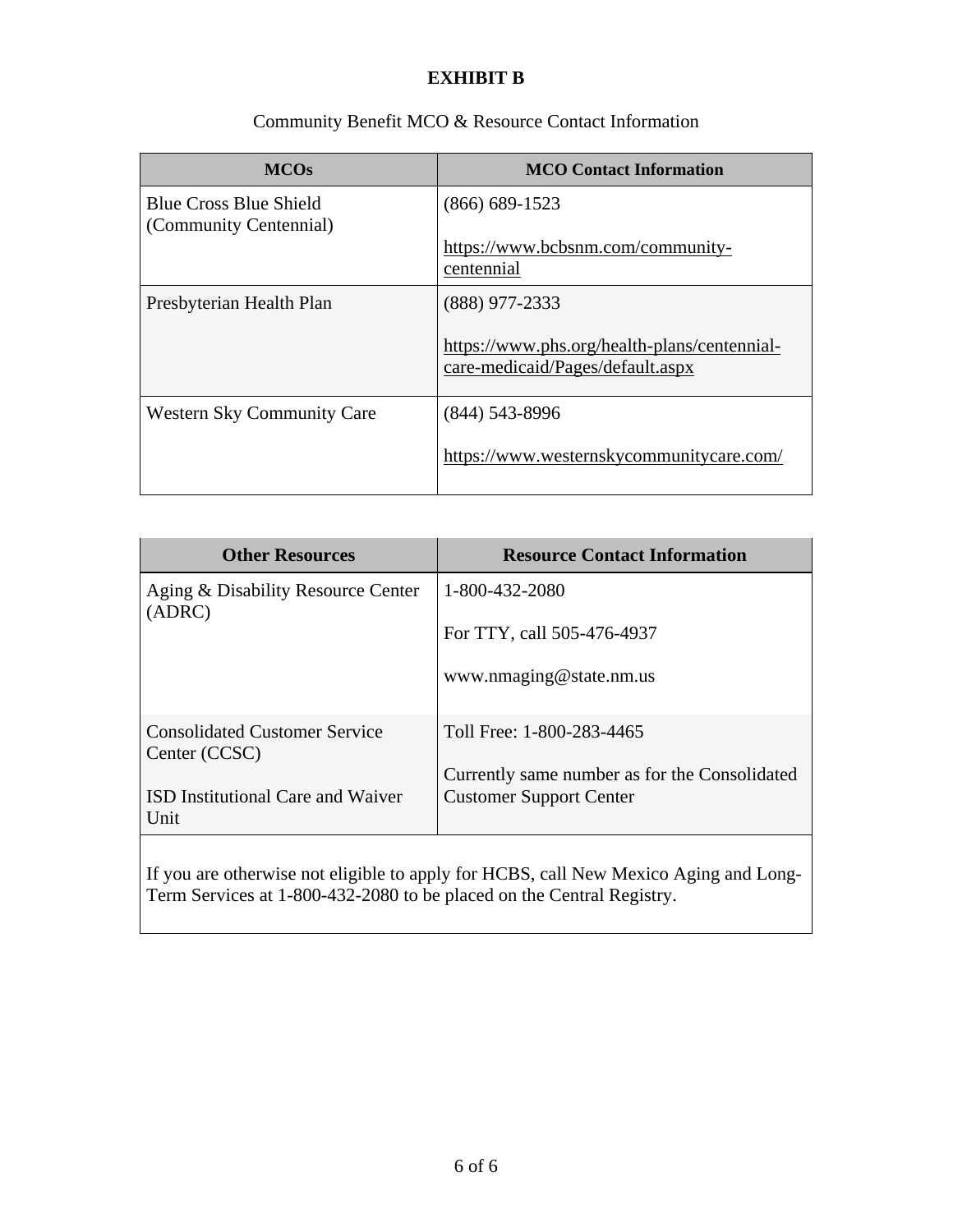# EXHIBIT B

Community Benefit MCO & Resource Contact Information

| MCOs | MCO Contact Information |
| --- | --- |
| Blue Cross Blue Shield (Community Centennial) | (866) 689-1523<br><br>https://www.bcbsnm.com/community-centennial |
| Presbyterian Health Plan | (888) 977-2333<br><br>https://www.phs.org/health-plans/centennial-care-medicaid/Pages/default.aspx |
| Western Sky Community Care | (844) 543-8996<br><br>https://www.westernskycommunitycare.com/ |

| Other Resources | Resource Contact Information |
| --- | --- |
| Aging & Disability Resource Center (ADRC) | 1-800-432-2080<br><br>For TTY, call 505-476-4937<br><br>www.nmaging@state.nm.us |
| Consolidated Customer Service Center (CCSC)<br><br>ISD Institutional Care and Waiver Unit | Toll Free: 1-800-283-4465<br><br>Currently same number as for the Consolidated Customer Support Center |
| If you are otherwise not eligible to apply for HCBS, call New Mexico Aging and Long-Term Services at 1-800-432-2080 to be placed on the Central Registry. | |